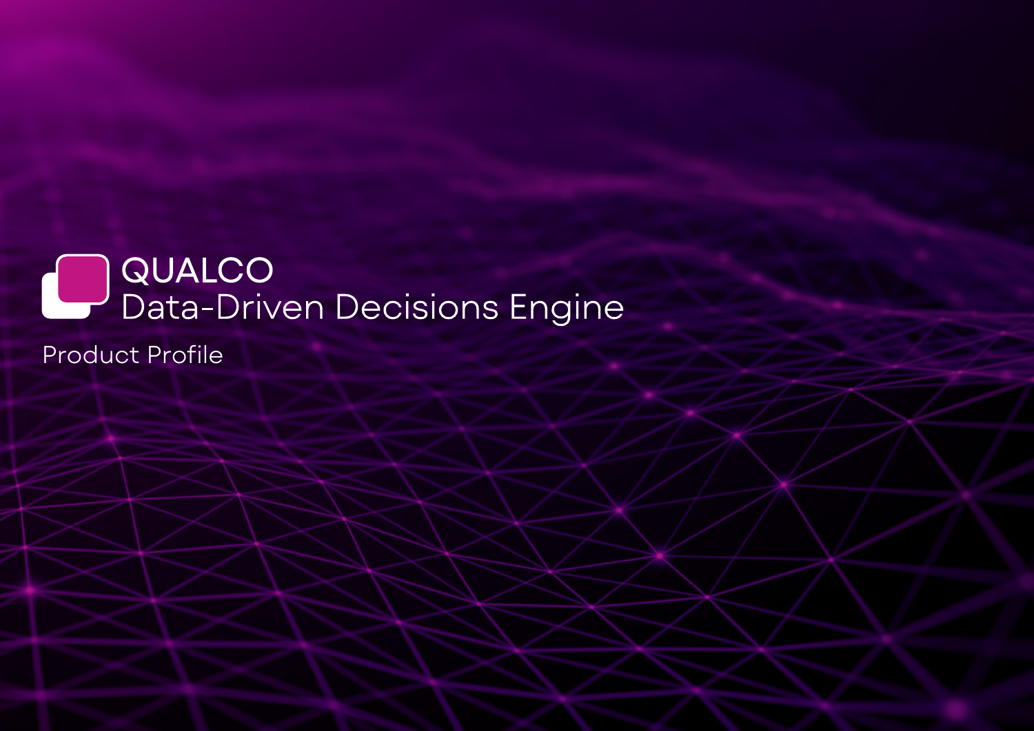# QUALCO
# Data-Driven Decisions Engine

Product Profile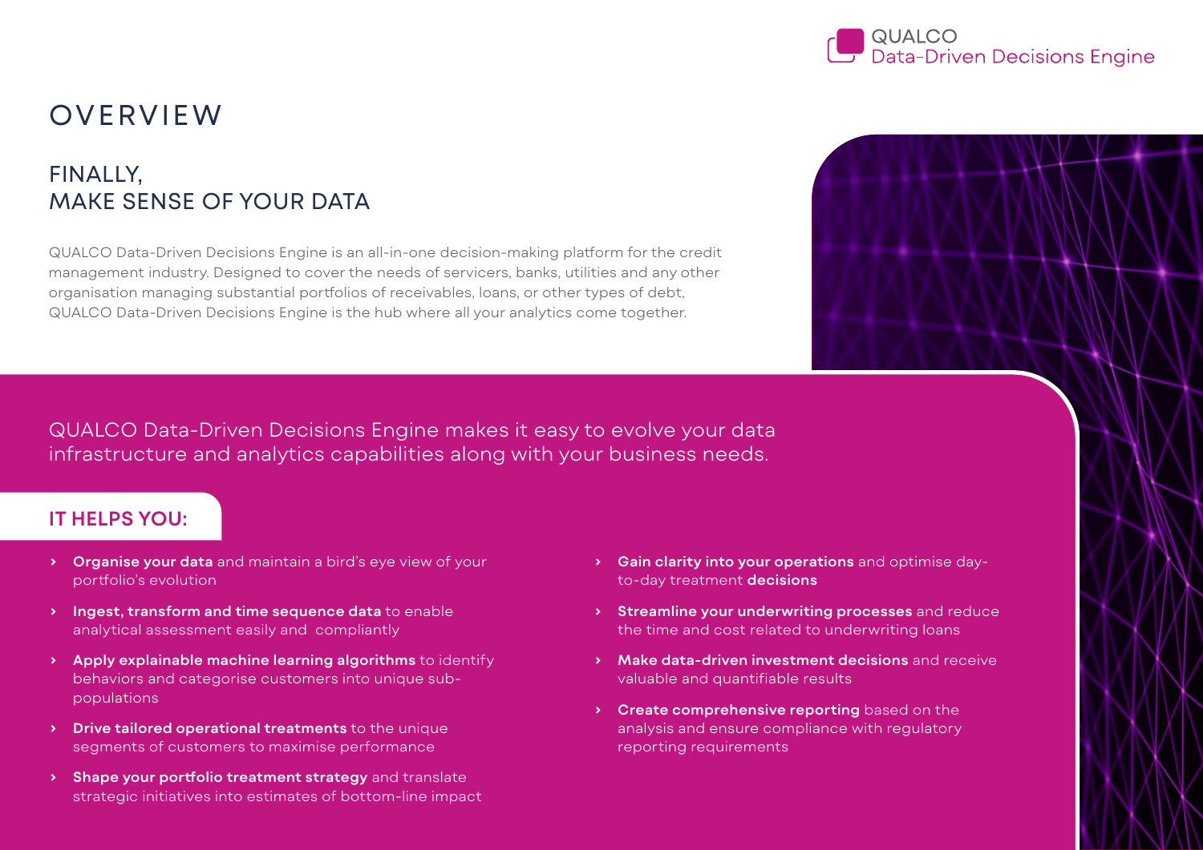# OVERVIEW

## FINALLY, MAKE SENSE OF YOUR DATA

QUALCO Data-Driven Decisions Engine is an all-in-one decision-making platform for the credit management industry. Designed to cover the needs of servicers, banks, utilities and any other organisation managing substantial portfolios of receivables, loans, or other types of debt, QUALCO Data-Driven Decisions Engine is the hub where all your analytics come together.

QUALCO Data-Driven Decisions Engine makes it easy to evolve your data infrastructure and analytics capabilities along with your business needs.

### IT HELPS YOU:

- **Organise your data** and maintain a bird's eye view of your portfolio's evolution
- **Ingest, transform and time sequence data** to enable analytical assessment easily and compliantly
- **Apply explainable machine learning algorithms** to identify behaviors and categorise customers into unique sub-populations
- **Drive tailored operational treatments** to the unique segments of customers to maximise performance
- **Shape your portfolio treatment strategy** and translate strategic initiatives into estimates of bottom-line impact
- **Gain clarity into your operations** and optimise day-to-day treatment **decisions**
- **Streamline your underwriting processes** and reduce the time and cost related to underwriting loans
- **Make data-driven investment decisions** and receive valuable and quantifiable results
- **Create comprehensive reporting** based on the analysis and ensure compliance with regulatory reporting requirements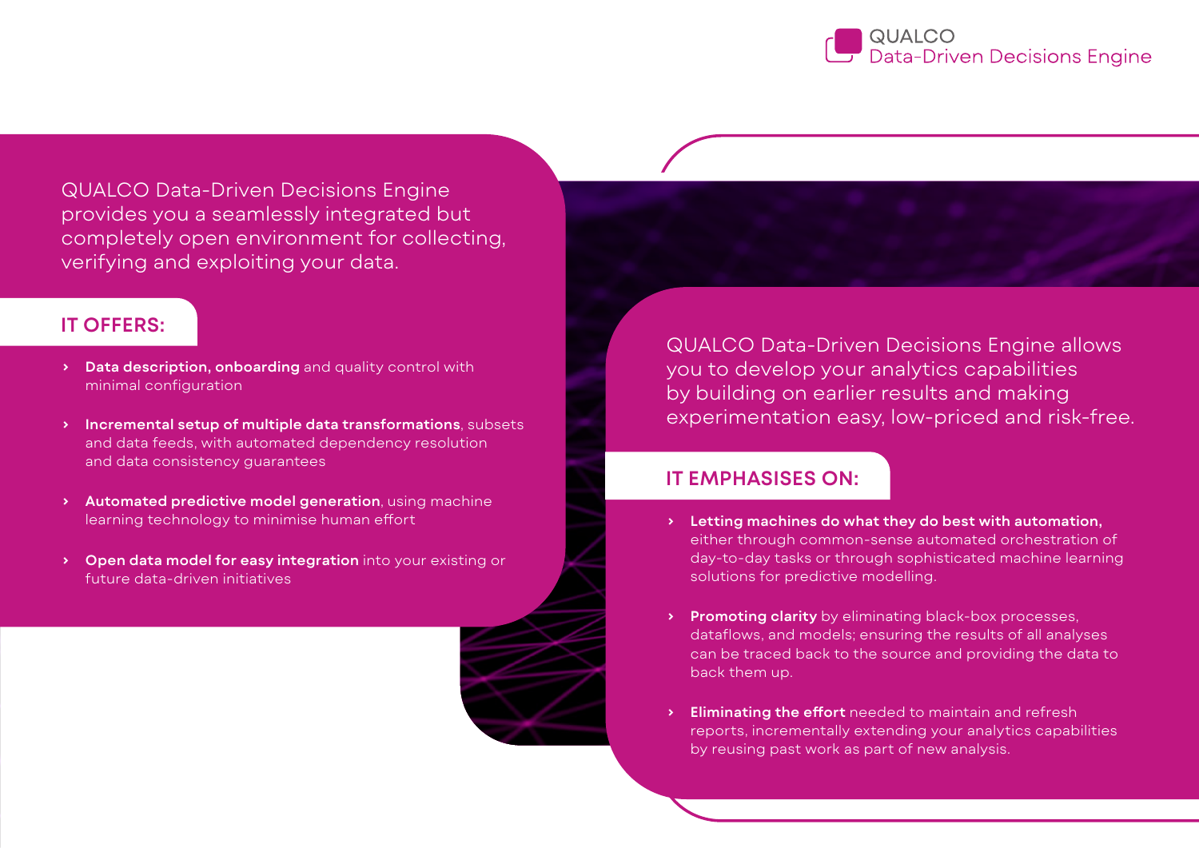QUALCO Data-Driven Decisions Engine provides you a seamlessly integrated but completely open environment for collecting, verifying and exploiting your data.

## IT OFFERS:

- **Data description, onboarding** and quality control with minimal configuration
- **Incremental setup of multiple data transformations**, subsets and data feeds, with automated dependency resolution and data consistency guarantees
- **Automated predictive model generation**, using machine learning technology to minimise human effort
- **Open data model for easy integration** into your existing or future data-driven initiatives

QUALCO Data-Driven Decisions Engine allows you to develop your analytics capabilities by building on earlier results and making experimentation easy, low-priced and risk-free.

## IT EMPHASISES ON:

- **Letting machines do what they do best with automation,** either through common-sense automated orchestration of day-to-day tasks or through sophisticated machine learning solutions for predictive modelling.
- **Promoting clarity** by eliminating black-box processes, dataflows, and models; ensuring the results of all analyses can be traced back to the source and providing the data to back them up.
- **Eliminating the effort** needed to maintain and refresh reports, incrementally extending your analytics capabilities by reusing past work as part of new analysis.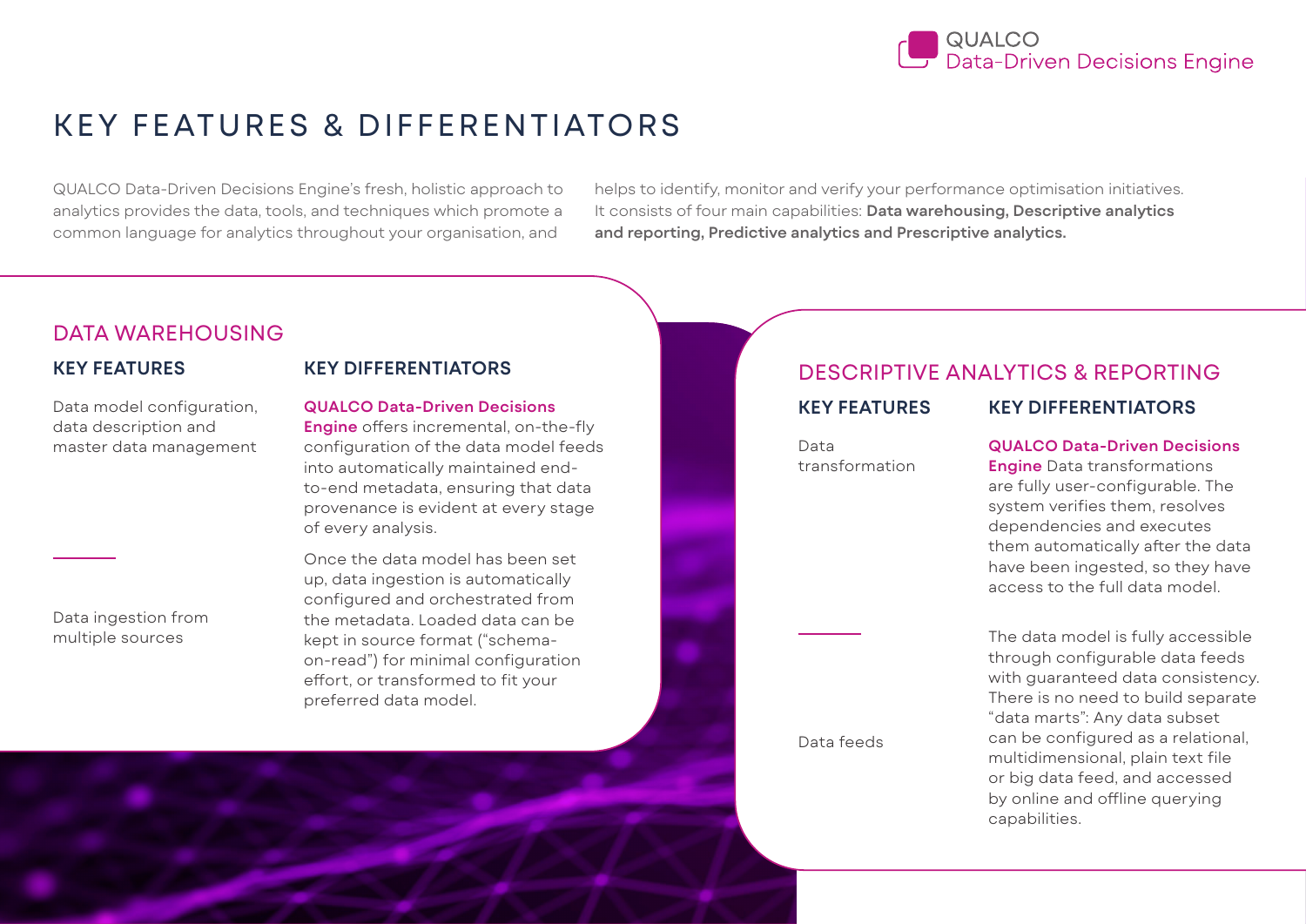# KEY FEATURES & DIFFERENTIATORS

QUALCO Data-Driven Decisions Engine's fresh, holistic approach to analytics provides the data, tools, and techniques which promote a common language for analytics throughout your organisation, and helps to identify, monitor and verify your performance optimisation initiatives. It consists of four main capabilities: **Data warehousing, Descriptive analytics and reporting, Predictive analytics and Prescriptive analytics.**

## DATA WAREHOUSING

| KEY FEATURES | KEY DIFFERENTIATORS |
|---|---|
| Data model configuration, data description and master data management | **QUALCO Data-Driven Decisions Engine** offers incremental, on-the-fly configuration of the data model feeds into automatically maintained end-to-end metadata, ensuring that data provenance is evident at every stage of every analysis. |
| Data ingestion from multiple sources | Once the data model has been set up, data ingestion is automatically configured and orchestrated from the metadata. Loaded data can be kept in source format ("schema-on-read") for minimal configuration effort, or transformed to fit your preferred data model. |

## DESCRIPTIVE ANALYTICS & REPORTING

| KEY FEATURES | KEY DIFFERENTIATORS |
|---|---|
| Data transformation | **QUALCO Data-Driven Decisions Engine** Data transformations are fully user-configurable. The system verifies them, resolves dependencies and executes them automatically after the data have been ingested, so they have access to the full data model. |
| Data feeds | The data model is fully accessible through configurable data feeds with guaranteed data consistency. There is no need to build separate "data marts": Any data subset can be configured as a relational, multidimensional, plain text file or big data feed, and accessed by online and offline querying capabilities. |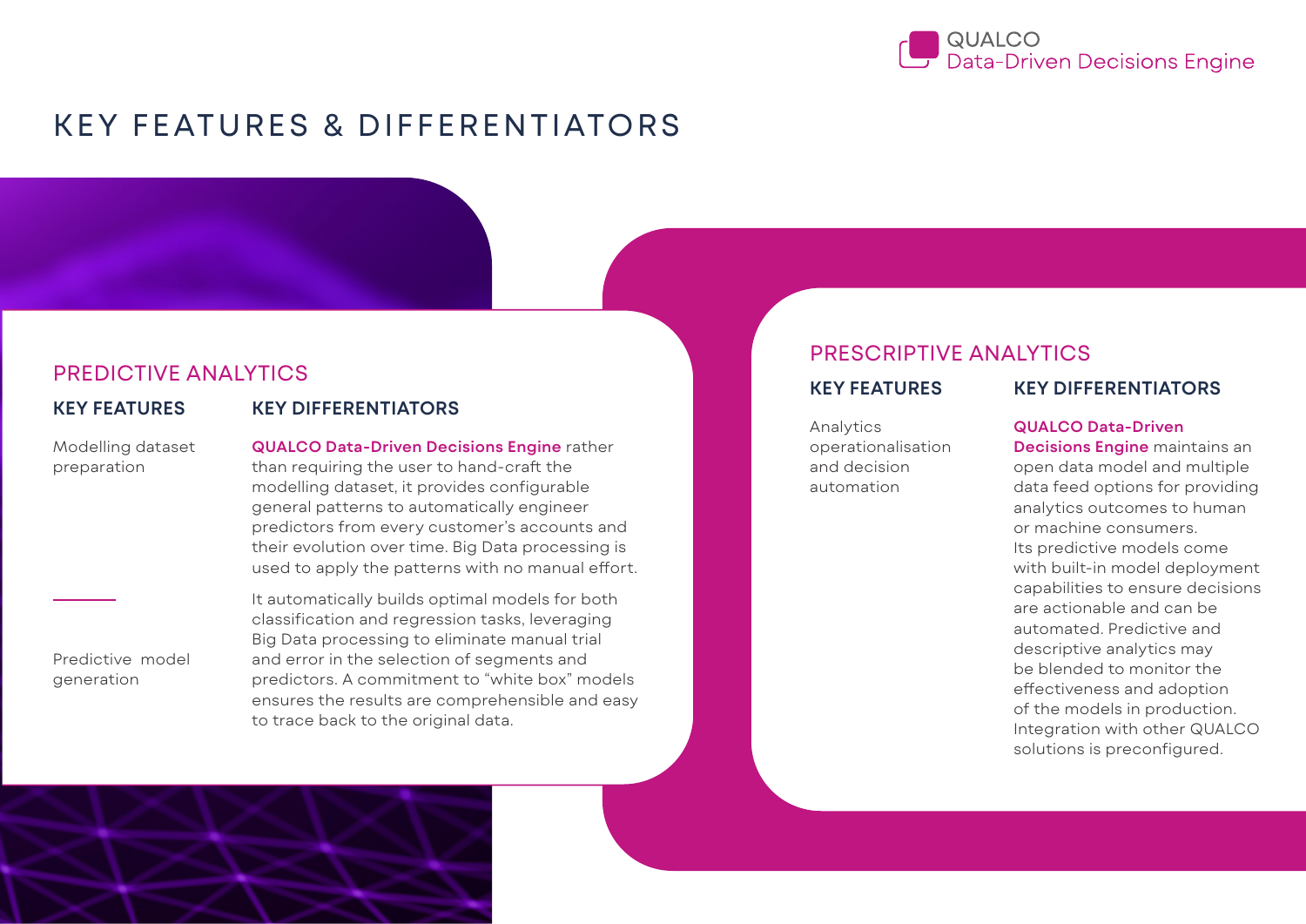# KEY FEATURES & DIFFERENTIATORS

## PREDICTIVE ANALYTICS

| KEY FEATURES | KEY DIFFERENTIATORS |
|---|---|
| Modelling dataset preparation | **QUALCO Data-Driven Decisions Engine** rather than requiring the user to hand-craft the modelling dataset, it provides configurable general patterns to automatically engineer predictors from every customer's accounts and their evolution over time. Big Data processing is used to apply the patterns with no manual effort. |
| Predictive model generation | It automatically builds optimal models for both classification and regression tasks, leveraging Big Data processing to eliminate manual trial and error in the selection of segments and predictors. A commitment to "white box" models ensures the results are comprehensible and easy to trace back to the original data. |

## PRESCRIPTIVE ANALYTICS

| KEY FEATURES | KEY DIFFERENTIATORS |
|---|---|
| Analytics operationalisation and decision automation | **QUALCO Data-Driven Decisions Engine** maintains an open data model and multiple data feed options for providing analytics outcomes to human or machine consumers. Its predictive models come with built-in model deployment capabilities to ensure decisions are actionable and can be automated. Predictive and descriptive analytics may be blended to monitor the effectiveness and adoption of the models in production. Integration with other QUALCO solutions is preconfigured. |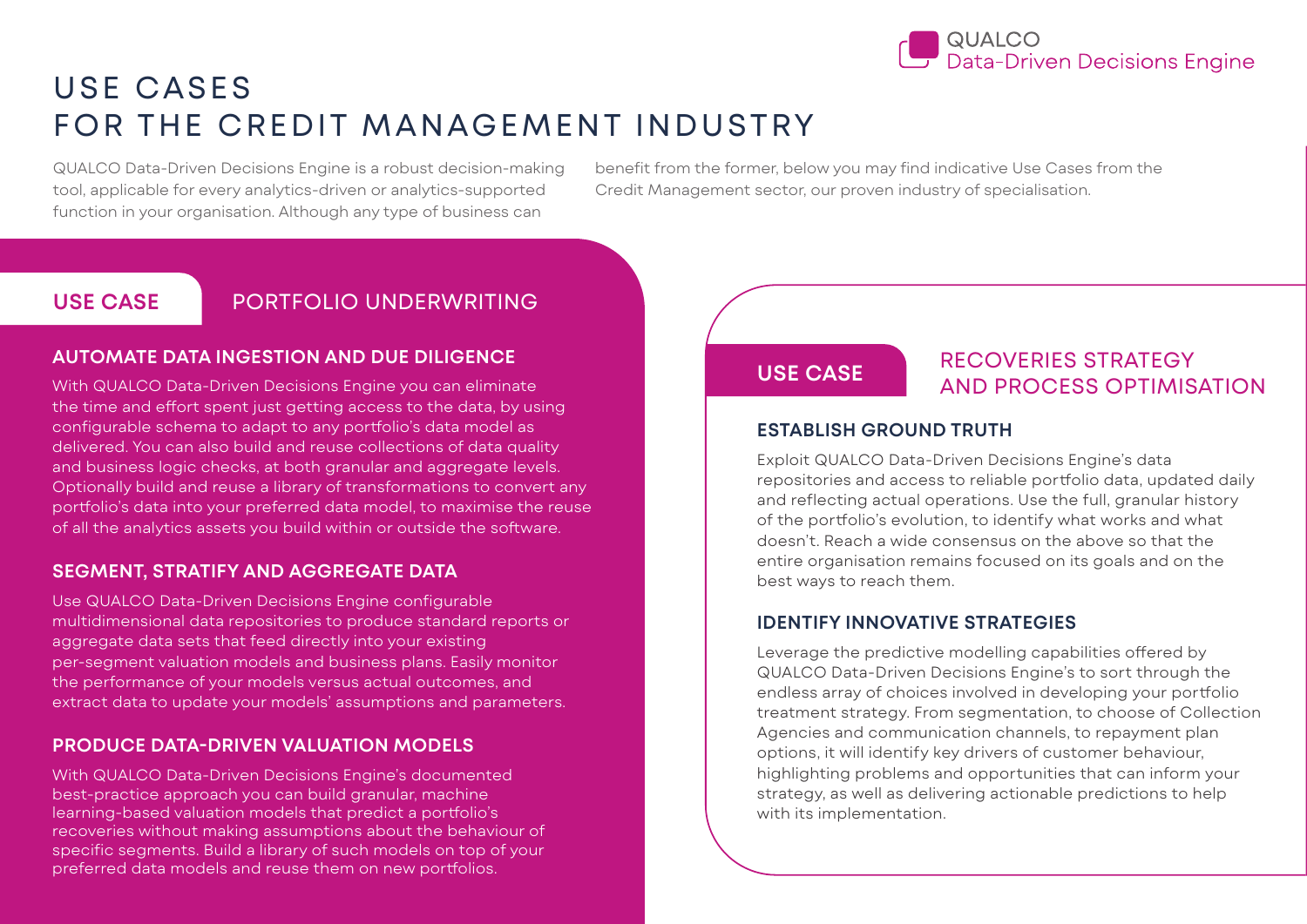# USE CASES
# FOR THE CREDIT MANAGEMENT INDUSTRY

QUALCO Data-Driven Decisions Engine is a robust decision-making tool, applicable for every analytics-driven or analytics-supported function in your organisation. Although any type of business can benefit from the former, below you may find indicative Use Cases from the Credit Management sector, our proven industry of specialisation.

## USE CASE — PORTFOLIO UNDERWRITING

### AUTOMATE DATA INGESTION AND DUE DILIGENCE

With QUALCO Data-Driven Decisions Engine you can eliminate the time and effort spent just getting access to the data, by using configurable schema to adapt to any portfolio's data model as delivered. You can also build and reuse collections of data quality and business logic checks, at both granular and aggregate levels. Optionally build and reuse a library of transformations to convert any portfolio's data into your preferred data model, to maximise the reuse of all the analytics assets you build within or outside the software.

### SEGMENT, STRATIFY AND AGGREGATE DATA

Use QUALCO Data-Driven Decisions Engine configurable multidimensional data repositories to produce standard reports or aggregate data sets that feed directly into your existing per-segment valuation models and business plans. Easily monitor the performance of your models versus actual outcomes, and extract data to update your models' assumptions and parameters.

### PRODUCE DATA-DRIVEN VALUATION MODELS

With QUALCO Data-Driven Decisions Engine's documented best-practice approach you can build granular, machine learning-based valuation models that predict a portfolio's recoveries without making assumptions about the behaviour of specific segments. Build a library of such models on top of your preferred data models and reuse them on new portfolios.

## USE CASE — RECOVERIES STRATEGY AND PROCESS OPTIMISATION

### ESTABLISH GROUND TRUTH

Exploit QUALCO Data-Driven Decisions Engine's data repositories and access to reliable portfolio data, updated daily and reflecting actual operations. Use the full, granular history of the portfolio's evolution, to identify what works and what doesn't. Reach a wide consensus on the above so that the entire organisation remains focused on its goals and on the best ways to reach them.

### IDENTIFY INNOVATIVE STRATEGIES

Leverage the predictive modelling capabilities offered by QUALCO Data-Driven Decisions Engine's to sort through the endless array of choices involved in developing your portfolio treatment strategy. From segmentation, to choose of Collection Agencies and communication channels, to repayment plan options, it will identify key drivers of customer behaviour, highlighting problems and opportunities that can inform your strategy, as well as delivering actionable predictions to help with its implementation.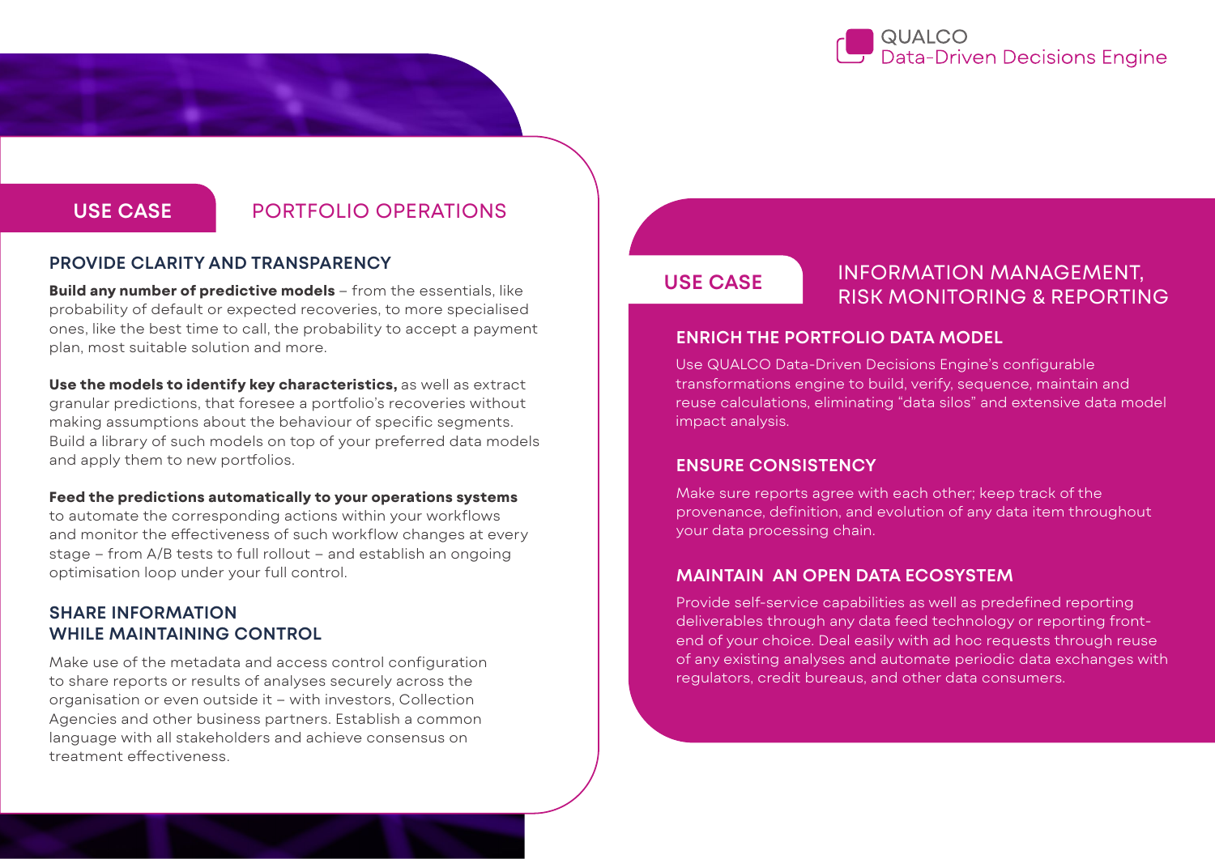## USE CASE — PORTFOLIO OPERATIONS

### PROVIDE CLARITY AND TRANSPARENCY

**Build any number of predictive models** – from the essentials, like probability of default or expected recoveries, to more specialised ones, like the best time to call, the probability to accept a payment plan, most suitable solution and more.

**Use the models to identify key characteristics,** as well as extract granular predictions, that foresee a portfolio's recoveries without making assumptions about the behaviour of specific segments. Build a library of such models on top of your preferred data models and apply them to new portfolios.

**Feed the predictions automatically to your operations systems** to automate the corresponding actions within your workflows and monitor the effectiveness of such workflow changes at every stage – from A/B tests to full rollout – and establish an ongoing optimisation loop under your full control.

### SHARE INFORMATION WHILE MAINTAINING CONTROL

Make use of the metadata and access control configuration to share reports or results of analyses securely across the organisation or even outside it – with investors, Collection Agencies and other business partners. Establish a common language with all stakeholders and achieve consensus on treatment effectiveness.

## USE CASE — INFORMATION MANAGEMENT, RISK MONITORING & REPORTING

### ENRICH THE PORTFOLIO DATA MODEL

Use QUALCO Data-Driven Decisions Engine's configurable transformations engine to build, verify, sequence, maintain and reuse calculations, eliminating "data silos" and extensive data model impact analysis.

### ENSURE CONSISTENCY

Make sure reports agree with each other; keep track of the provenance, definition, and evolution of any data item throughout your data processing chain.

### MAINTAIN AN OPEN DATA ECOSYSTEM

Provide self-service capabilities as well as predefined reporting deliverables through any data feed technology or reporting front-end of your choice. Deal easily with ad hoc requests through reuse of any existing analyses and automate periodic data exchanges with regulators, credit bureaus, and other data consumers.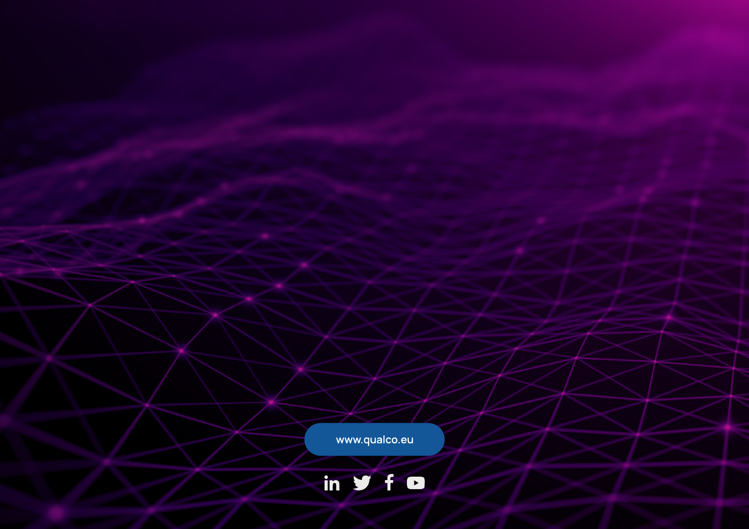www.qualco.eu